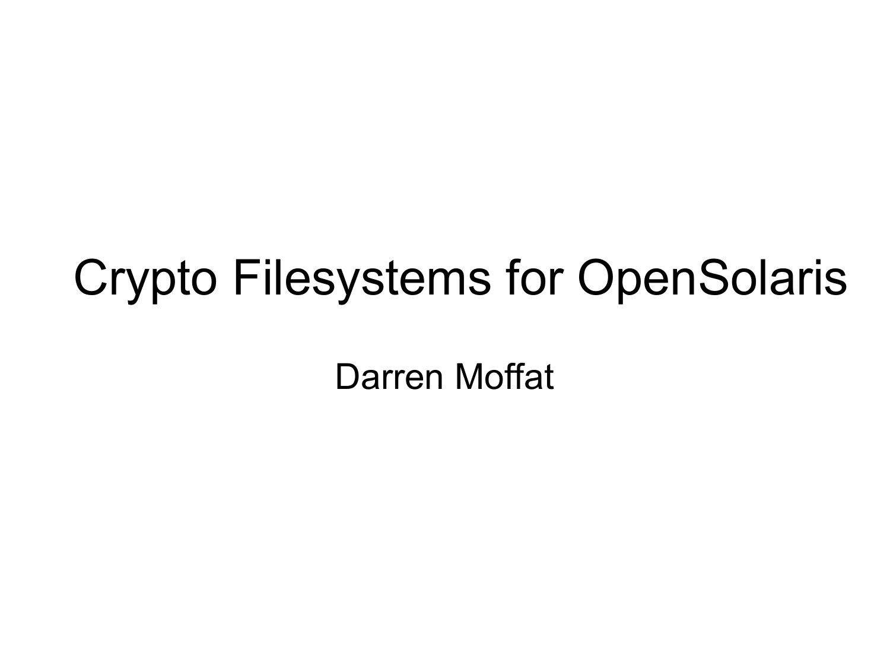# Crypto Filesystems for OpenSolaris

Darren Moffat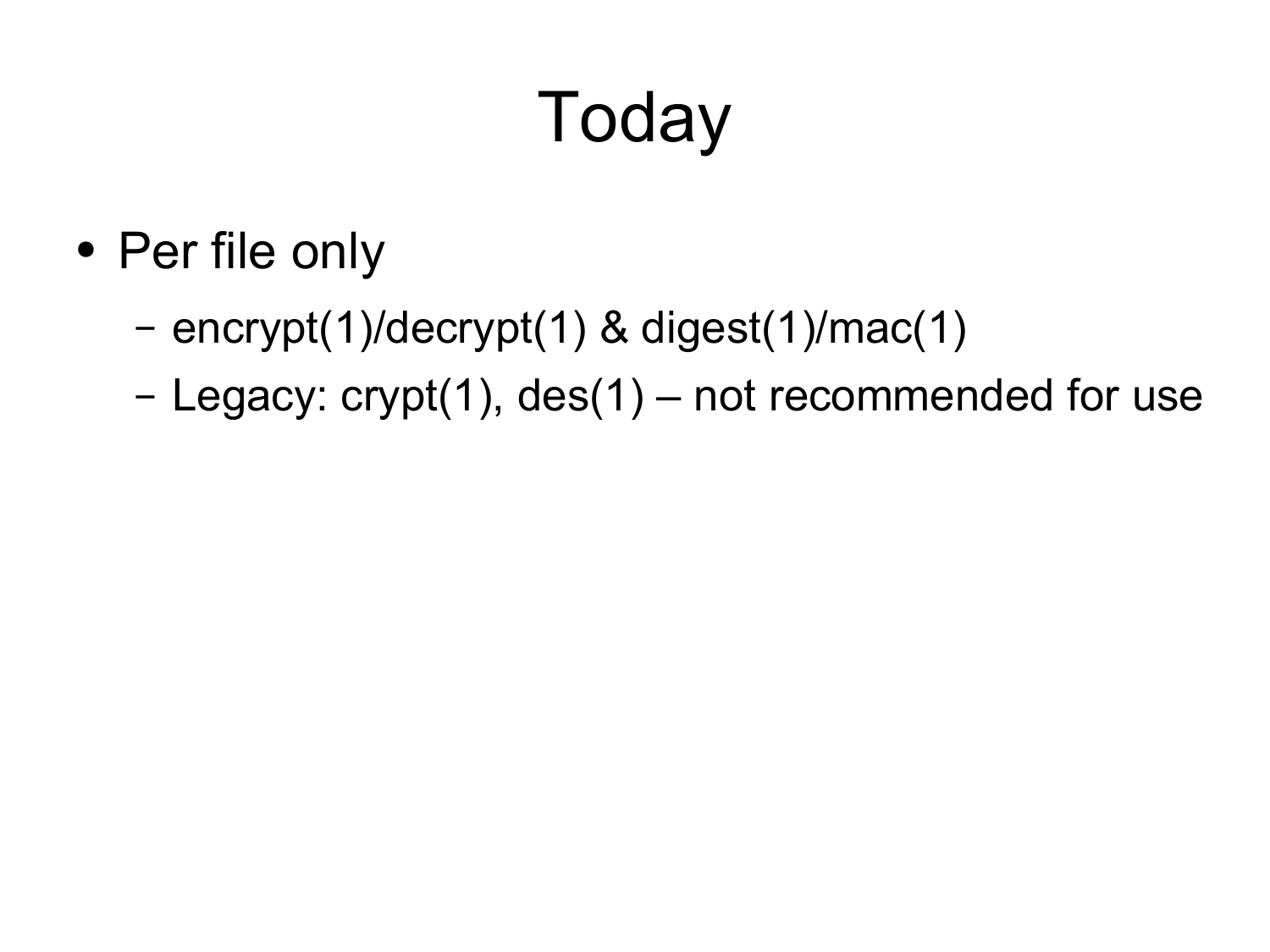# Today

- Per file only
  - encrypt(1)/decrypt(1) & digest(1)/mac(1)
  - Legacy: crypt(1), des(1) – not recommended for use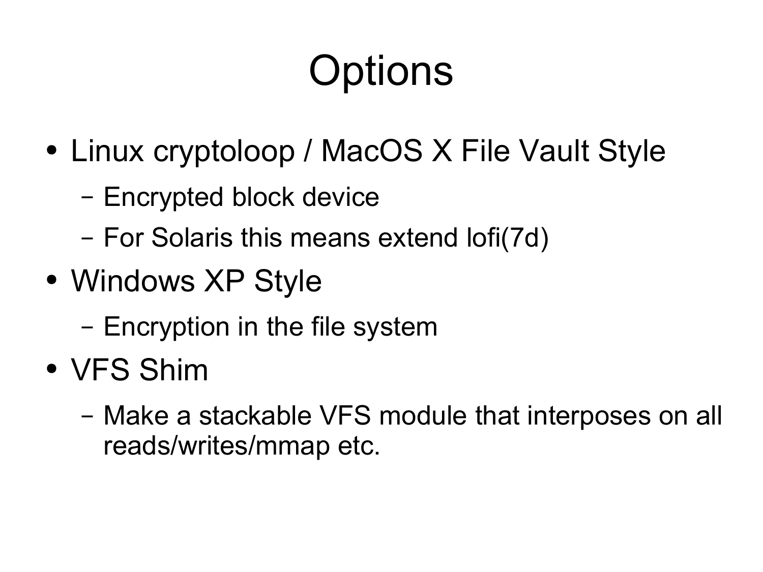# Options

- Linux cryptoloop / MacOS X File Vault Style
  - Encrypted block device
  - For Solaris this means extend lofi(7d)
- Windows XP Style
  - Encryption in the file system
- VFS Shim
  - Make a stackable VFS module that interposes on all reads/writes/mmap etc.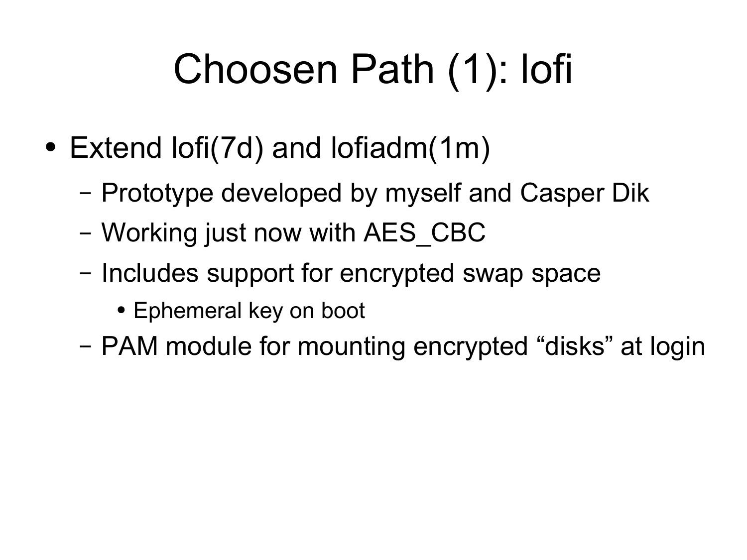# Choosen Path (1): lofi

- Extend lofi(7d) and lofiadm(1m)
  - Prototype developed by myself and Casper Dik
  - Working just now with AES_CBC
  - Includes support for encrypted swap space
    - Ephemeral key on boot
  - PAM module for mounting encrypted “disks” at login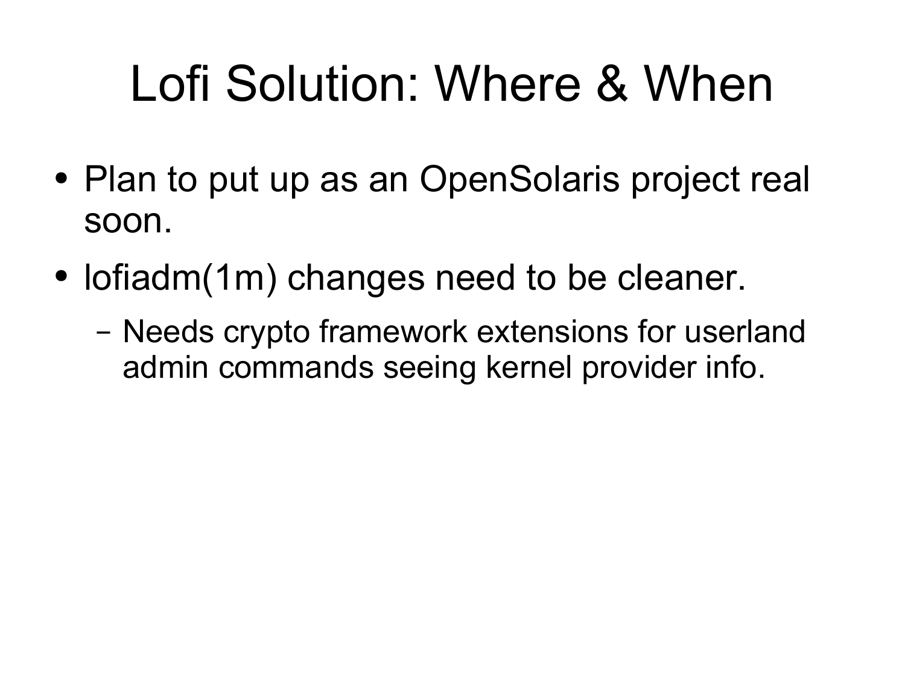# Lofi Solution: Where & When

- Plan to put up as an OpenSolaris project real soon.
- lofiadm(1m) changes need to be cleaner.
  - Needs crypto framework extensions for userland admin commands seeing kernel provider info.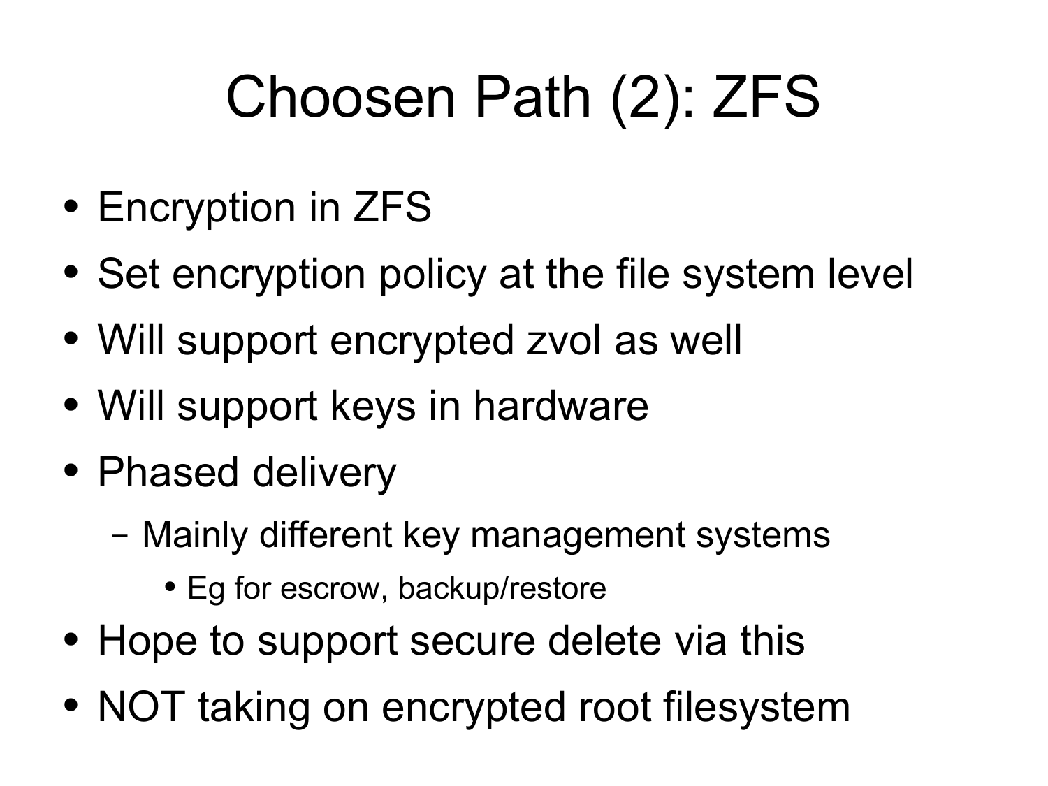# Choosen Path (2): ZFS

- Encryption in ZFS
- Set encryption policy at the file system level
- Will support encrypted zvol as well
- Will support keys in hardware
- Phased delivery
  - Mainly different key management systems
    - Eg for escrow, backup/restore
- Hope to support secure delete via this
- NOT taking on encrypted root filesystem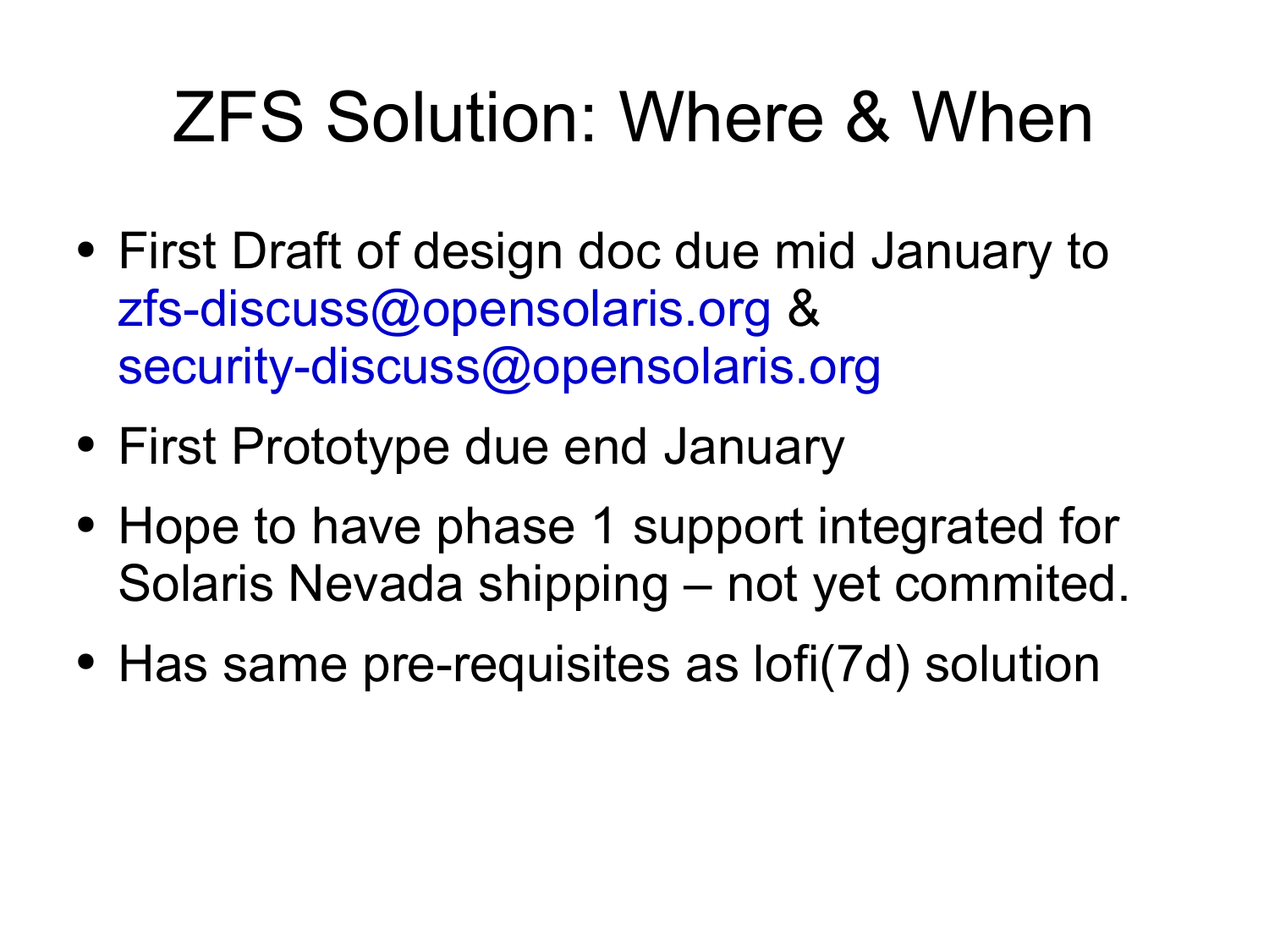# ZFS Solution: Where & When

- First Draft of design doc due mid January to zfs-discuss@opensolaris.org & security-discuss@opensolaris.org
- First Prototype due end January
- Hope to have phase 1 support integrated for Solaris Nevada shipping – not yet commited.
- Has same pre-requisites as lofi(7d) solution